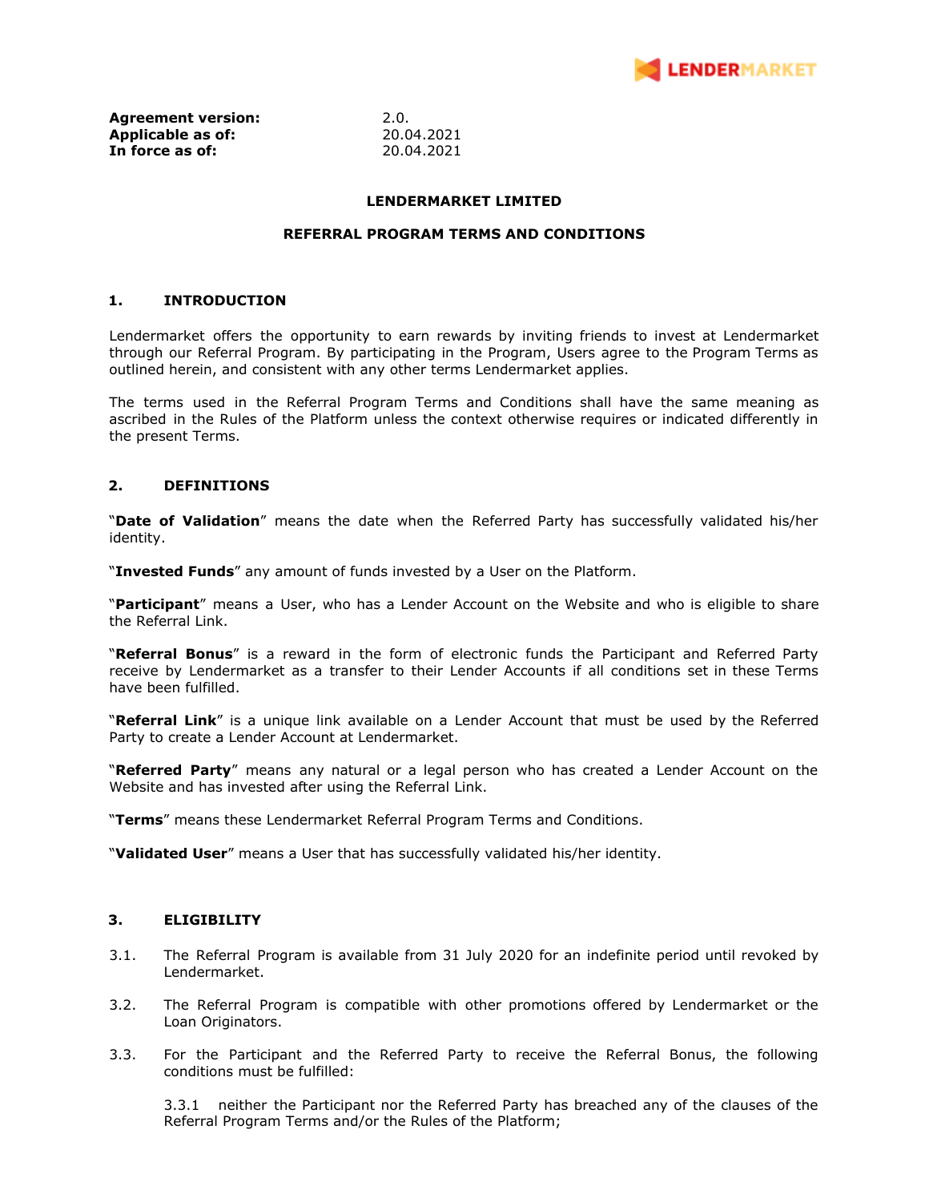**Agreement version:** 2.0.
**Applicable as of:** 20.04.2021
**In force as of:** 20.04.2021

**LENDERMARKET LIMITED**

**REFERRAL PROGRAM TERMS AND CONDITIONS**

## 1. INTRODUCTION

Lendermarket offers the opportunity to earn rewards by inviting friends to invest at Lendermarket through our Referral Program. By participating in the Program, Users agree to the Program Terms as outlined herein, and consistent with any other terms Lendermarket applies.

The terms used in the Referral Program Terms and Conditions shall have the same meaning as ascribed in the Rules of the Platform unless the context otherwise requires or indicated differently in the present Terms.

## 2. DEFINITIONS

"**Date of Validation**" means the date when the Referred Party has successfully validated his/her identity.

"**Invested Funds**" any amount of funds invested by a User on the Platform.

"**Participant**" means a User, who has a Lender Account on the Website and who is eligible to share the Referral Link.

"**Referral Bonus**" is a reward in the form of electronic funds the Participant and Referred Party receive by Lendermarket as a transfer to their Lender Accounts if all conditions set in these Terms have been fulfilled.

"**Referral Link**" is a unique link available on a Lender Account that must be used by the Referred Party to create a Lender Account at Lendermarket.

"**Referred Party**" means any natural or a legal person who has created a Lender Account on the Website and has invested after using the Referral Link.

"**Terms**" means these Lendermarket Referral Program Terms and Conditions.

"**Validated User**" means a User that has successfully validated his/her identity.

## 3. ELIGIBILITY

3.1. The Referral Program is available from 31 July 2020 for an indefinite period until revoked by Lendermarket.

3.2. The Referral Program is compatible with other promotions offered by Lendermarket or the Loan Originators.

3.3. For the Participant and the Referred Party to receive the Referral Bonus, the following conditions must be fulfilled:

3.3.1 neither the Participant nor the Referred Party has breached any of the clauses of the Referral Program Terms and/or the Rules of the Platform;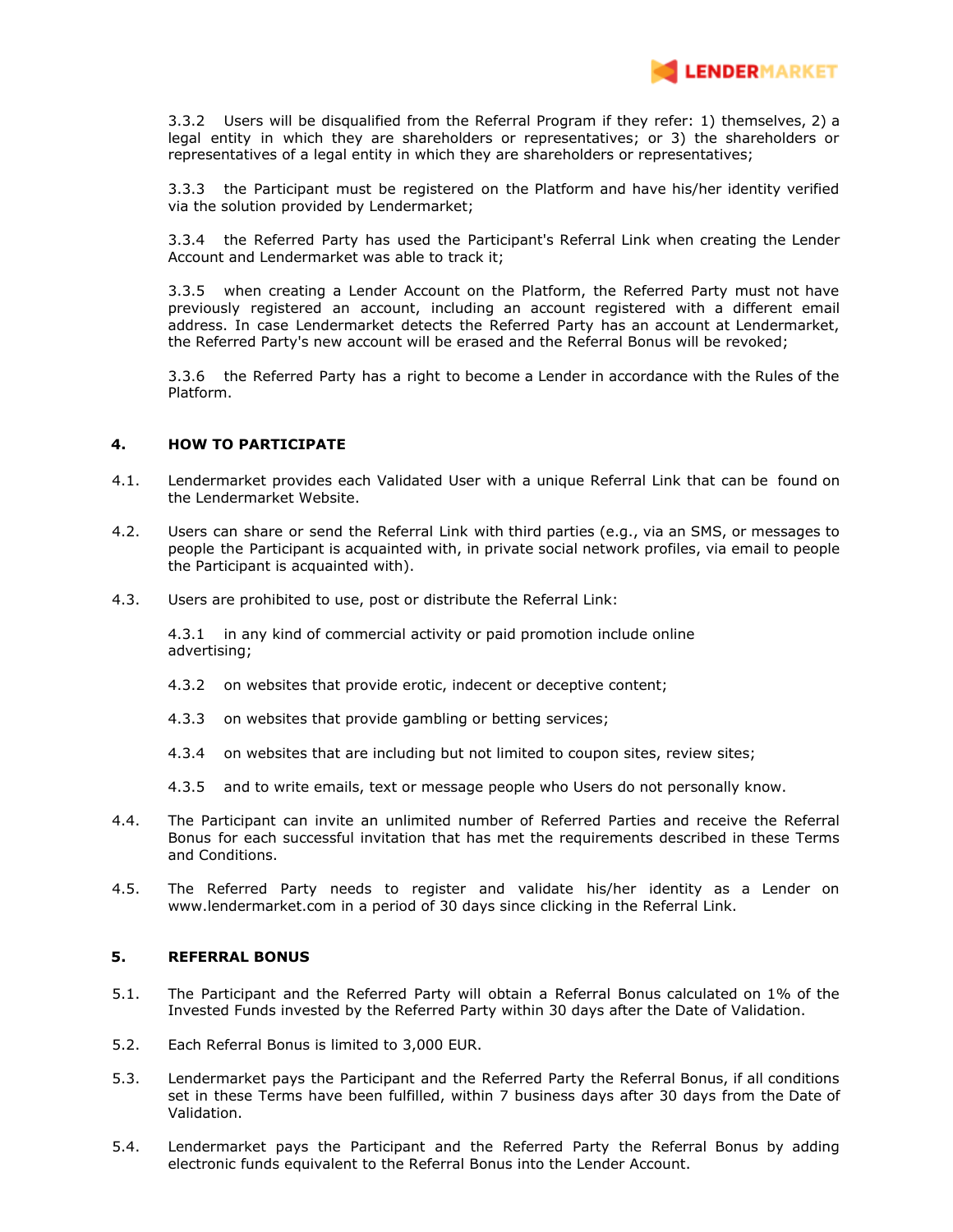3.3.2 Users will be disqualified from the Referral Program if they refer: 1) themselves, 2) a legal entity in which they are shareholders or representatives; or 3) the shareholders or representatives of a legal entity in which they are shareholders or representatives;

3.3.3 the Participant must be registered on the Platform and have his/her identity verified via the solution provided by Lendermarket;

3.3.4 the Referred Party has used the Participant's Referral Link when creating the Lender Account and Lendermarket was able to track it;

3.3.5 when creating a Lender Account on the Platform, the Referred Party must not have previously registered an account, including an account registered with a different email address. In case Lendermarket detects the Referred Party has an account at Lendermarket, the Referred Party's new account will be erased and the Referral Bonus will be revoked;

3.3.6 the Referred Party has a right to become a Lender in accordance with the Rules of the Platform.

## 4. HOW TO PARTICIPATE

4.1. Lendermarket provides each Validated User with a unique Referral Link that can be found on the Lendermarket Website.

4.2. Users can share or send the Referral Link with third parties (e.g., via an SMS, or messages to people the Participant is acquainted with, in private social network profiles, via email to people the Participant is acquainted with).

4.3. Users are prohibited to use, post or distribute the Referral Link:

4.3.1 in any kind of commercial activity or paid promotion include online advertising;

4.3.2 on websites that provide erotic, indecent or deceptive content;

4.3.3 on websites that provide gambling or betting services;

4.3.4 on websites that are including but not limited to coupon sites, review sites;

4.3.5 and to write emails, text or message people who Users do not personally know.

4.4. The Participant can invite an unlimited number of Referred Parties and receive the Referral Bonus for each successful invitation that has met the requirements described in these Terms and Conditions.

4.5. The Referred Party needs to register and validate his/her identity as a Lender on www.lendermarket.com in a period of 30 days since clicking in the Referral Link.

## 5. REFERRAL BONUS

5.1. The Participant and the Referred Party will obtain a Referral Bonus calculated on 1% of the Invested Funds invested by the Referred Party within 30 days after the Date of Validation.

5.2. Each Referral Bonus is limited to 3,000 EUR.

5.3. Lendermarket pays the Participant and the Referred Party the Referral Bonus, if all conditions set in these Terms have been fulfilled, within 7 business days after 30 days from the Date of Validation.

5.4. Lendermarket pays the Participant and the Referred Party the Referral Bonus by adding electronic funds equivalent to the Referral Bonus into the Lender Account.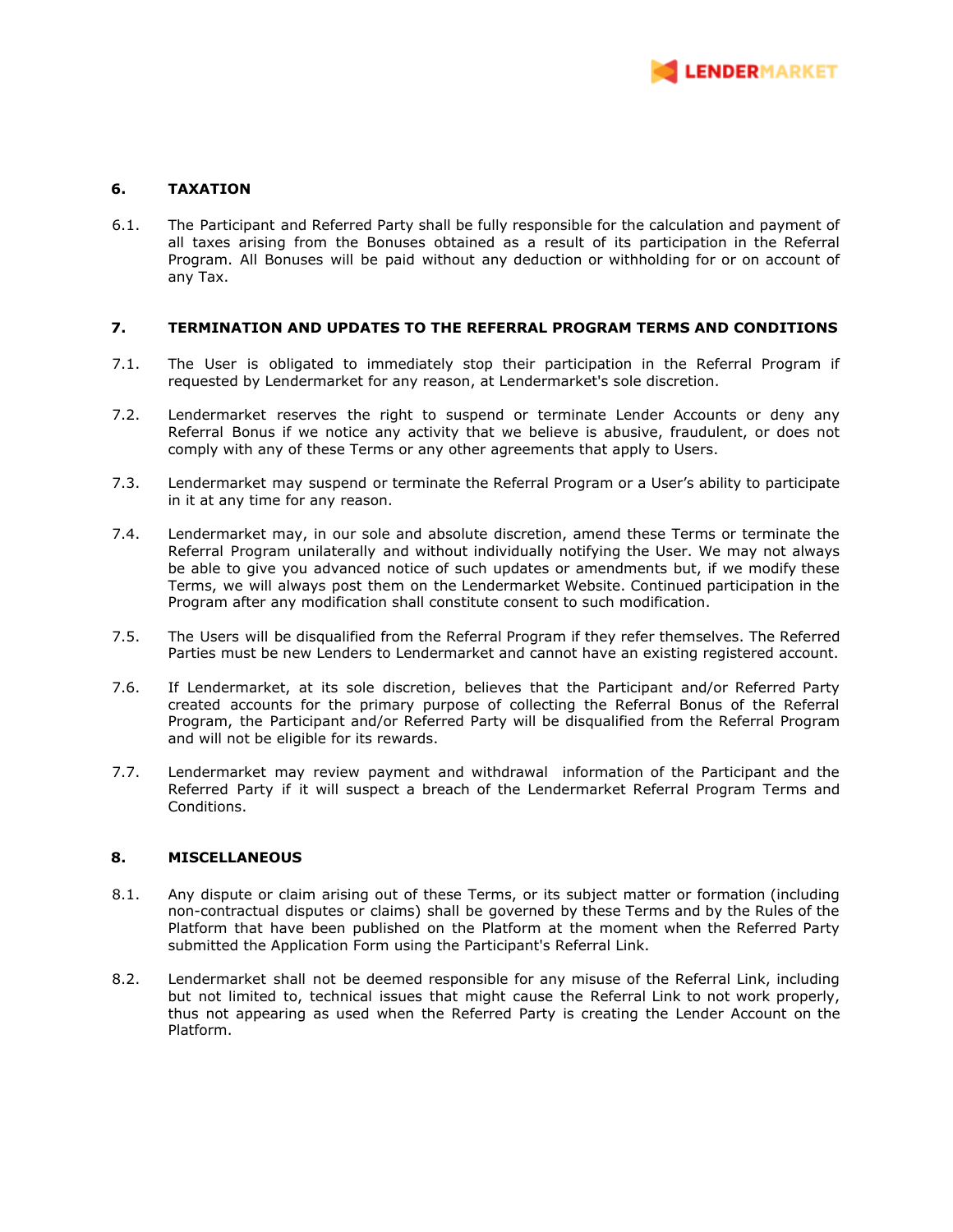## 6. TAXATION

6.1. The Participant and Referred Party shall be fully responsible for the calculation and payment of all taxes arising from the Bonuses obtained as a result of its participation in the Referral Program. All Bonuses will be paid without any deduction or withholding for or on account of any Tax.

## 7. TERMINATION AND UPDATES TO THE REFERRAL PROGRAM TERMS AND CONDITIONS

7.1. The User is obligated to immediately stop their participation in the Referral Program if requested by Lendermarket for any reason, at Lendermarket's sole discretion.

7.2. Lendermarket reserves the right to suspend or terminate Lender Accounts or deny any Referral Bonus if we notice any activity that we believe is abusive, fraudulent, or does not comply with any of these Terms or any other agreements that apply to Users.

7.3. Lendermarket may suspend or terminate the Referral Program or a User's ability to participate in it at any time for any reason.

7.4. Lendermarket may, in our sole and absolute discretion, amend these Terms or terminate the Referral Program unilaterally and without individually notifying the User. We may not always be able to give you advanced notice of such updates or amendments but, if we modify these Terms, we will always post them on the Lendermarket Website. Continued participation in the Program after any modification shall constitute consent to such modification.

7.5. The Users will be disqualified from the Referral Program if they refer themselves. The Referred Parties must be new Lenders to Lendermarket and cannot have an existing registered account.

7.6. If Lendermarket, at its sole discretion, believes that the Participant and/or Referred Party created accounts for the primary purpose of collecting the Referral Bonus of the Referral Program, the Participant and/or Referred Party will be disqualified from the Referral Program and will not be eligible for its rewards.

7.7. Lendermarket may review payment and withdrawal information of the Participant and the Referred Party if it will suspect a breach of the Lendermarket Referral Program Terms and Conditions.

## 8. MISCELLANEOUS

8.1. Any dispute or claim arising out of these Terms, or its subject matter or formation (including non-contractual disputes or claims) shall be governed by these Terms and by the Rules of the Platform that have been published on the Platform at the moment when the Referred Party submitted the Application Form using the Participant's Referral Link.

8.2. Lendermarket shall not be deemed responsible for any misuse of the Referral Link, including but not limited to, technical issues that might cause the Referral Link to not work properly, thus not appearing as used when the Referred Party is creating the Lender Account on the Platform.